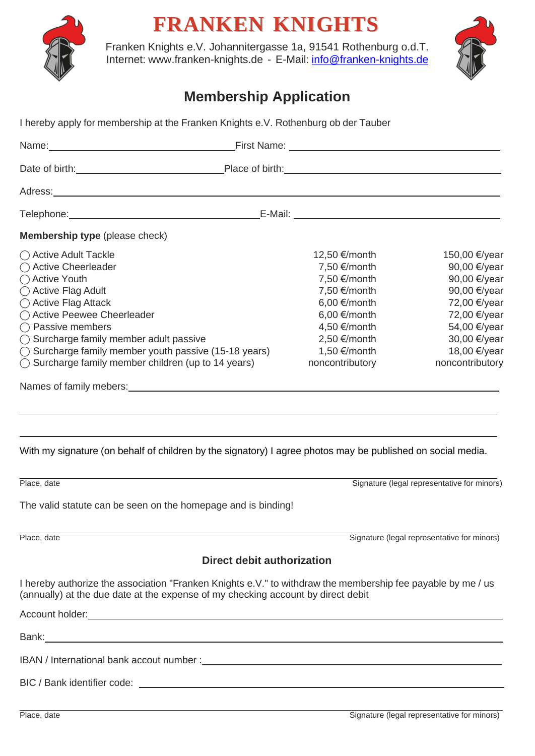# FRANKEN KNIGHTS

Franken Knights e.V. Johannitergasse 1a, 91541 Rothenburg o.d.T.
Internet: www.franken-knights.de - E-Mail: info@franken-knights.de

## Membership Application

I hereby apply for membership at the Franken Knights e.V. Rothenburg ob der Tauber

Name: ______________________ First Name: ______________________

Date of birth: ______________________ Place of birth: ______________________

Adress: ______________________________________________

Telephone: ______________________ E-Mail: ______________________

**Membership type** (please check)

| | | |
|---|---|---|
| ◯ Active Adult Tackle | 12,50 €/month | 150,00 €/year |
| ◯ Active Cheerleader | 7,50 €/month | 90,00 €/year |
| ◯ Active Youth | 7,50 €/month | 90,00 €/year |
| ◯ Active Flag Adult | 7,50 €/month | 90,00 €/year |
| ◯ Active Flag Attack | 6,00 €/month | 72,00 €/year |
| ◯ Active Peewee Cheerleader | 6,00 €/month | 72,00 €/year |
| ◯ Passive members | 4,50 €/month | 54,00 €/year |
| ◯ Surcharge family member adult passive | 2,50 €/month | 30,00 €/year |
| ◯ Surcharge family member youth passive (15-18 years) | 1,50 €/month | 18,00 €/year |
| ◯ Surcharge family member children (up to 14 years) | noncontributory | noncontributory |

Names of family mebers: ______________________________________________

______________________________________________

______________________________________________

With my signature (on behalf of children by the signatory) I agree photos may be published on social media.

______________________________________________

Place, date Signature (legal representative for minors)

The valid statute can be seen on the homepage and is binding!

______________________________________________

Place, date Signature (legal representative for minors)

### Direct debit authorization

I hereby authorize the association "Franken Knights e.V." to withdraw the membership fee payable by me / us (annually) at the due date at the expense of my checking account by direct debit

Account holder: ______________________________________________

Bank: ______________________________________________

IBAN / International bank accout number : ______________________________________________

BIC / Bank identifier code: ______________________________________________

______________________________________________

Place, date Signature (legal representative for minors)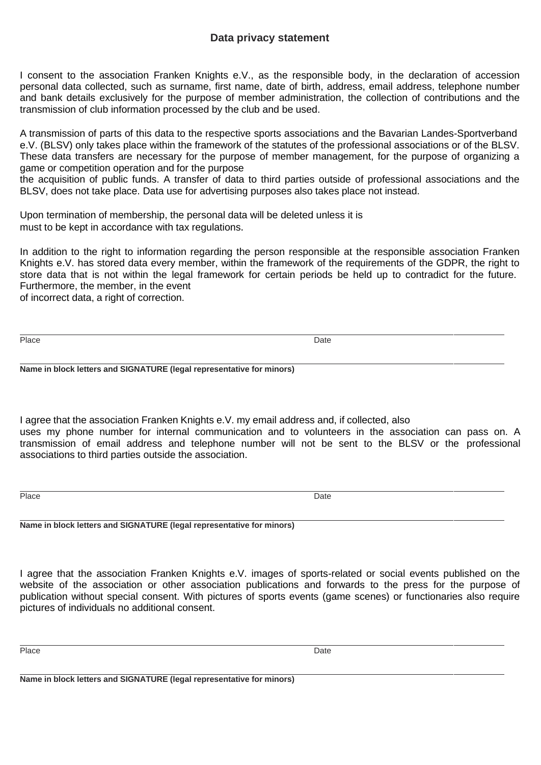## Data privacy statement

I consent to the association Franken Knights e.V., as the responsible body, in the declaration of accession personal data collected, such as surname, first name, date of birth, address, email address, telephone number and bank details exclusively for the purpose of member administration, the collection of contributions and the transmission of club information processed by the club and be used.

A transmission of parts of this data to the respective sports associations and the Bavarian Landes-Sportverband e.V. (BLSV) only takes place within the framework of the statutes of the professional associations or of the BLSV. These data transfers are necessary for the purpose of member management, for the purpose of organizing a game or competition operation and for the purpose
the acquisition of public funds. A transfer of data to third parties outside of professional associations and the BLSV, does not take place. Data use for advertising purposes also takes place not instead.

Upon termination of membership, the personal data will be deleted unless it is
must to be kept in accordance with tax regulations.

In addition to the right to information regarding the person responsible at the responsible association Franken Knights e.V. has stored data every member, within the framework of the requirements of the GDPR, the right to store data that is not within the legal framework for certain periods be held up to contradict for the future. Furthermore, the member, in the event
of incorrect data, a right of correction.

Place Date

**Name in block letters and SIGNATURE (legal representative for minors)**

I agree that the association Franken Knights e.V. my email address and, if collected, also
uses my phone number for internal communication and to volunteers in the association can pass on. A transmission of email address and telephone number will not be sent to the BLSV or the professional associations to third parties outside the association.

Place Date

**Name in block letters and SIGNATURE (legal representative for minors)**

I agree that the association Franken Knights e.V. images of sports-related or social events published on the website of the association or other association publications and forwards to the press for the purpose of publication without special consent. With pictures of sports events (game scenes) or functionaries also require pictures of individuals no additional consent.

Place Date

**Name in block letters and SIGNATURE (legal representative for minors)**